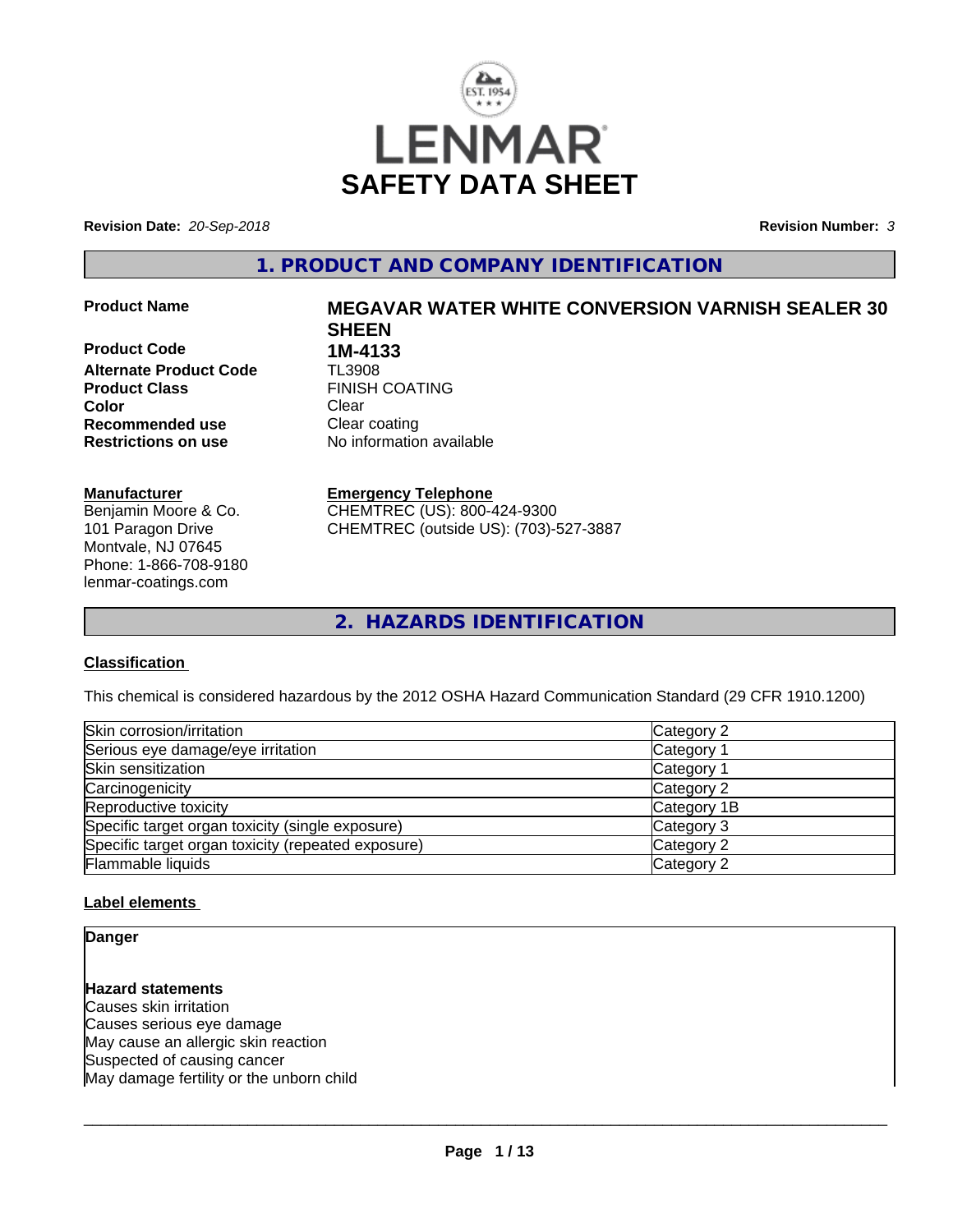# SAFETY DATA SHEET

**Revision Date:** *20-Sep-2018* **Revision Number:** *3*

## 1. PRODUCT AND COMPANY IDENTIFICATION

**Product Name** **MEGAVAR WATER WHITE CONVERSION VARNISH SEALER 30 SHEEN**

**Product Code** **1M-4133**
**Alternate Product Code** TL3908
**Product Class** FINISH COATING
**Color** Clear
**Recommended use** Clear coating
**Restrictions on use** No information available

**Manufacturer**
Benjamin Moore & Co.
101 Paragon Drive
Montvale, NJ 07645
Phone: 1-866-708-9180
lenmar-coatings.com

**Emergency Telephone**
CHEMTREC (US): 800-424-9300
CHEMTREC (outside US): (703)-527-3887

## 2. HAZARDS IDENTIFICATION

### Classification

This chemical is considered hazardous by the 2012 OSHA Hazard Communication Standard (29 CFR 1910.1200)

| | |
|---|---|
| Skin corrosion/irritation | Category 2 |
| Serious eye damage/eye irritation | Category 1 |
| Skin sensitization | Category 1 |
| Carcinogenicity | Category 2 |
| Reproductive toxicity | Category 1B |
| Specific target organ toxicity (single exposure) | Category 3 |
| Specific target organ toxicity (repeated exposure) | Category 2 |
| Flammable liquids | Category 2 |

### Label elements

**Danger**

**Hazard statements**
Causes skin irritation
Causes serious eye damage
May cause an allergic skin reaction
Suspected of causing cancer
May damage fertility or the unborn child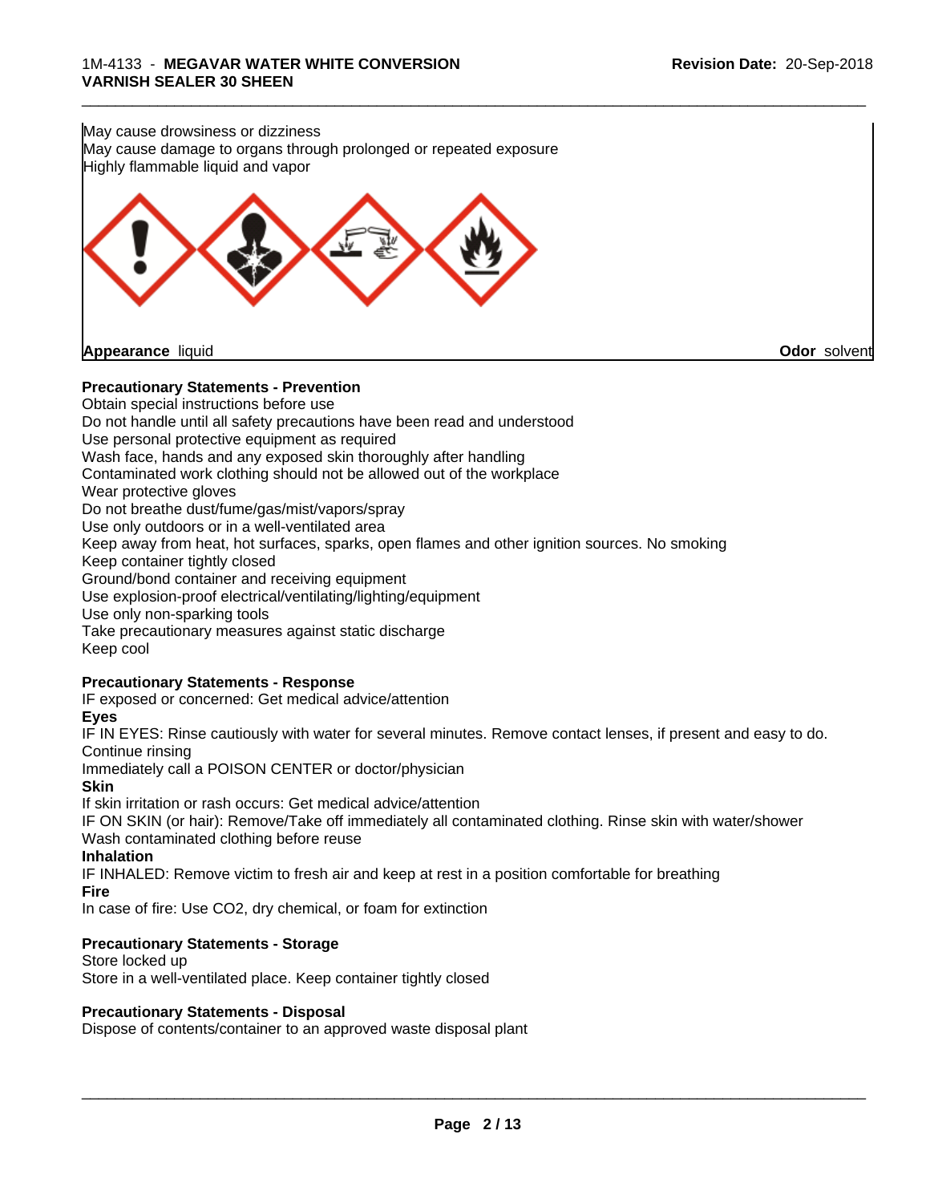May cause drowsiness or dizziness
May cause damage to organs through prolonged or repeated exposure
Highly flammable liquid and vapor

**Appearance** liquid **Odor** solvent

**Precautionary Statements - Prevention**

Obtain special instructions before use
Do not handle until all safety precautions have been read and understood
Use personal protective equipment as required
Wash face, hands and any exposed skin thoroughly after handling
Contaminated work clothing should not be allowed out of the workplace
Wear protective gloves
Do not breathe dust/fume/gas/mist/vapors/spray
Use only outdoors or in a well-ventilated area
Keep away from heat, hot surfaces, sparks, open flames and other ignition sources. No smoking
Keep container tightly closed
Ground/bond container and receiving equipment
Use explosion-proof electrical/ventilating/lighting/equipment
Use only non-sparking tools
Take precautionary measures against static discharge
Keep cool

**Precautionary Statements - Response**

IF exposed or concerned: Get medical advice/attention

**Eyes**

IF IN EYES: Rinse cautiously with water for several minutes. Remove contact lenses, if present and easy to do. Continue rinsing
Immediately call a POISON CENTER or doctor/physician

**Skin**

If skin irritation or rash occurs: Get medical advice/attention
IF ON SKIN (or hair): Remove/Take off immediately all contaminated clothing. Rinse skin with water/shower
Wash contaminated clothing before reuse

**Inhalation**

IF INHALED: Remove victim to fresh air and keep at rest in a position comfortable for breathing

**Fire**

In case of fire: Use CO2, dry chemical, or foam for extinction

**Precautionary Statements - Storage**

Store locked up
Store in a well-ventilated place. Keep container tightly closed

**Precautionary Statements - Disposal**

Dispose of contents/container to an approved waste disposal plant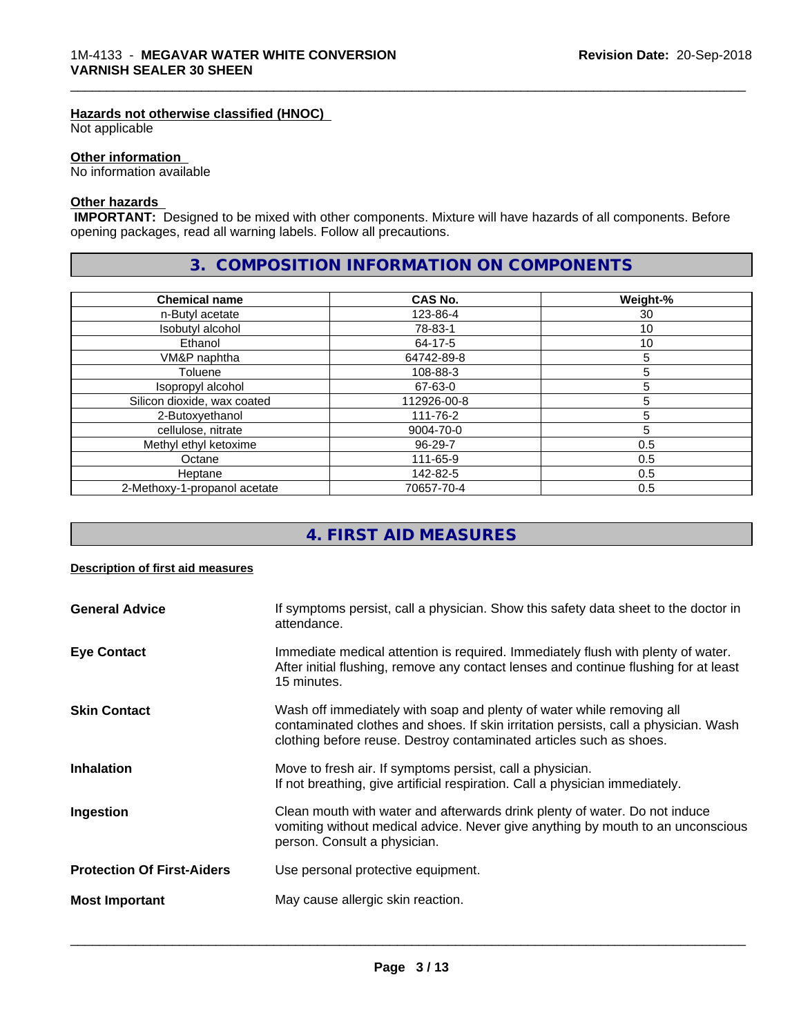**Hazards not otherwise classified (HNOC)**
Not applicable

**Other information**
No information available

**Other hazards**
**IMPORTANT:** Designed to be mixed with other components. Mixture will have hazards of all components. Before opening packages, read all warning labels. Follow all precautions.

## 3. COMPOSITION INFORMATION ON COMPONENTS

| Chemical name | CAS No. | Weight-% |
|---|---|---|
| n-Butyl acetate | 123-86-4 | 30 |
| Isobutyl alcohol | 78-83-1 | 10 |
| Ethanol | 64-17-5 | 10 |
| VM&P naphtha | 64742-89-8 | 5 |
| Toluene | 108-88-3 | 5 |
| Isopropyl alcohol | 67-63-0 | 5 |
| Silicon dioxide, wax coated | 112926-00-8 | 5 |
| 2-Butoxyethanol | 111-76-2 | 5 |
| cellulose, nitrate | 9004-70-0 | 5 |
| Methyl ethyl ketoxime | 96-29-7 | 0.5 |
| Octane | 111-65-9 | 0.5 |
| Heptane | 142-82-5 | 0.5 |
| 2-Methoxy-1-propanol acetate | 70657-70-4 | 0.5 |

## 4. FIRST AID MEASURES

**Description of first aid measures**

**General Advice**
If symptoms persist, call a physician. Show this safety data sheet to the doctor in attendance.

**Eye Contact**
Immediate medical attention is required. Immediately flush with plenty of water. After initial flushing, remove any contact lenses and continue flushing for at least 15 minutes.

**Skin Contact**
Wash off immediately with soap and plenty of water while removing all contaminated clothes and shoes. If skin irritation persists, call a physician. Wash clothing before reuse. Destroy contaminated articles such as shoes.

**Inhalation**
Move to fresh air. If symptoms persist, call a physician.
If not breathing, give artificial respiration. Call a physician immediately.

**Ingestion**
Clean mouth with water and afterwards drink plenty of water. Do not induce vomiting without medical advice. Never give anything by mouth to an unconscious person. Consult a physician.

**Protection Of First-Aiders**
Use personal protective equipment.

**Most Important**
May cause allergic skin reaction.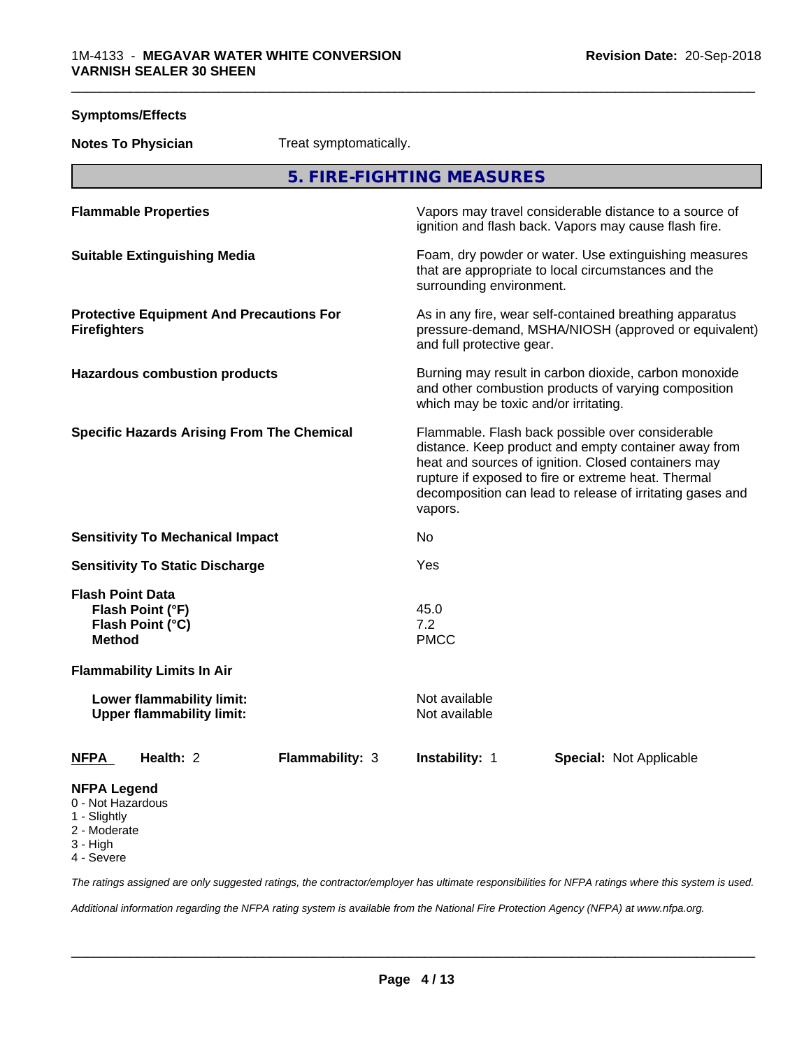**Symptoms/Effects**

**Notes To Physician** Treat symptomatically.

## 5. FIRE-FIGHTING MEASURES

| | |
|---|---|
| **Flammable Properties** | Vapors may travel considerable distance to a source of ignition and flash back. Vapors may cause flash fire. |
| **Suitable Extinguishing Media** | Foam, dry powder or water. Use extinguishing measures that are appropriate to local circumstances and the surrounding environment. |
| **Protective Equipment And Precautions For Firefighters** | As in any fire, wear self-contained breathing apparatus pressure-demand, MSHA/NIOSH (approved or equivalent) and full protective gear. |
| **Hazardous combustion products** | Burning may result in carbon dioxide, carbon monoxide and other combustion products of varying composition which may be toxic and/or irritating. |
| **Specific Hazards Arising From The Chemical** | Flammable. Flash back possible over considerable distance. Keep product and empty container away from heat and sources of ignition. Closed containers may rupture if exposed to fire or extreme heat. Thermal decomposition can lead to release of irritating gases and vapors. |
| **Sensitivity To Mechanical Impact** | No |
| **Sensitivity To Static Discharge** | Yes |

**Flash Point Data**

| | |
|---|---|
| **Flash Point (°F)** | 45.0 |
| **Flash Point (°C)** | 7.2 |
| **Method** | PMCC |

**Flammability Limits In Air**

| | |
|---|---|
| **Lower flammability limit:** | Not available |
| **Upper flammability limit:** | Not available |

| **NFPA** | **Health:** 2 | **Flammability:** 3 | **Instability:** 1 | **Special:** Not Applicable |
|---|---|---|---|---|

**NFPA Legend**
- 0 - Not Hazardous
- 1 - Slightly
- 2 - Moderate
- 3 - High
- 4 - Severe

*The ratings assigned are only suggested ratings, the contractor/employer has ultimate responsibilities for NFPA ratings where this system is used.*

*Additional information regarding the NFPA rating system is available from the National Fire Protection Agency (NFPA) at www.nfpa.org.*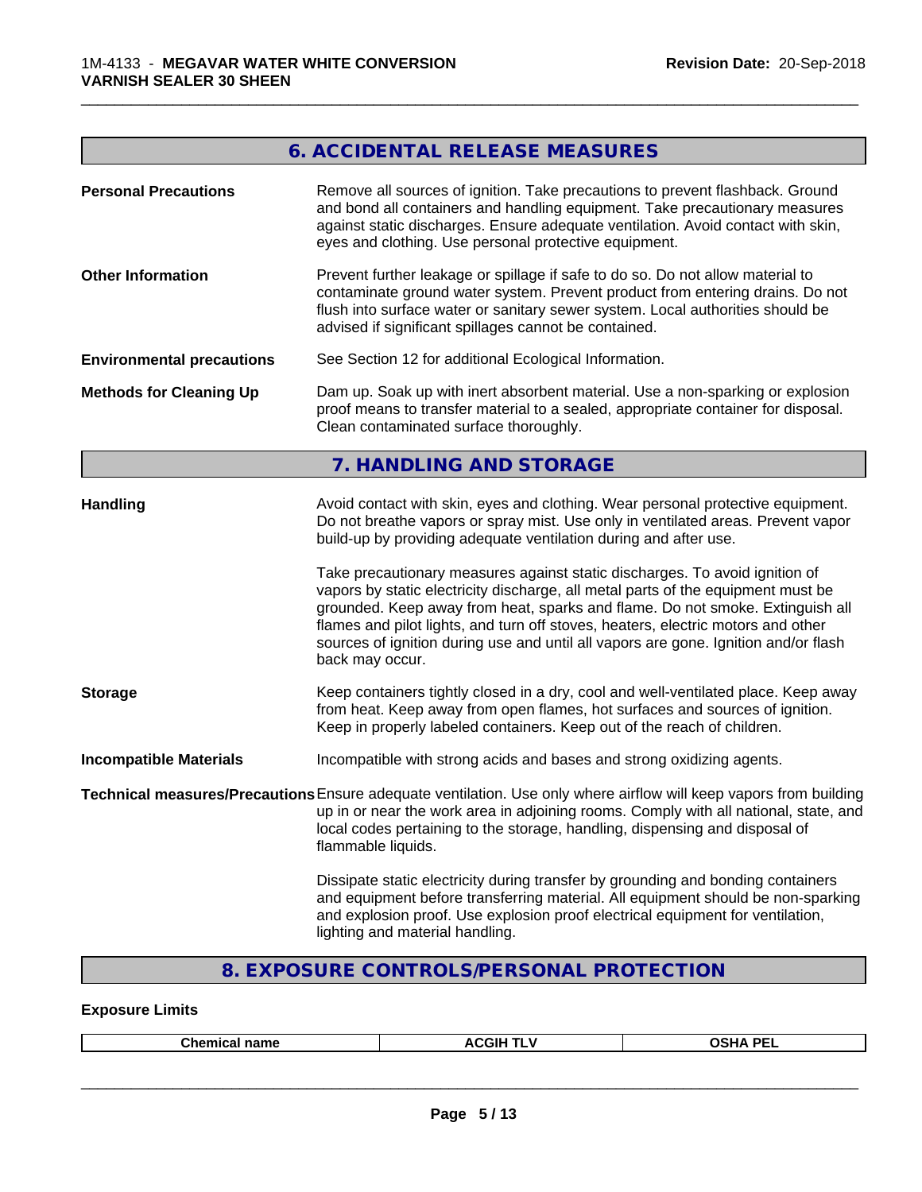## 6. ACCIDENTAL RELEASE MEASURES

**Personal Precautions**

Remove all sources of ignition. Take precautions to prevent flashback. Ground and bond all containers and handling equipment. Take precautionary measures against static discharges. Ensure adequate ventilation. Avoid contact with skin, eyes and clothing. Use personal protective equipment.

**Other Information**

Prevent further leakage or spillage if safe to do so. Do not allow material to contaminate ground water system. Prevent product from entering drains. Do not flush into surface water or sanitary sewer system. Local authorities should be advised if significant spillages cannot be contained.

**Environmental precautions**

See Section 12 for additional Ecological Information.

**Methods for Cleaning Up**

Dam up. Soak up with inert absorbent material. Use a non-sparking or explosion proof means to transfer material to a sealed, appropriate container for disposal. Clean contaminated surface thoroughly.

## 7. HANDLING AND STORAGE

**Handling**

Avoid contact with skin, eyes and clothing. Wear personal protective equipment. Do not breathe vapors or spray mist. Use only in ventilated areas. Prevent vapor build-up by providing adequate ventilation during and after use.

Take precautionary measures against static discharges. To avoid ignition of vapors by static electricity discharge, all metal parts of the equipment must be grounded. Keep away from heat, sparks and flame. Do not smoke. Extinguish all flames and pilot lights, and turn off stoves, heaters, electric motors and other sources of ignition during use and until all vapors are gone. Ignition and/or flash back may occur.

**Storage**

Keep containers tightly closed in a dry, cool and well-ventilated place. Keep away from heat. Keep away from open flames, hot surfaces and sources of ignition. Keep in properly labeled containers. Keep out of the reach of children.

**Incompatible Materials**

Incompatible with strong acids and bases and strong oxidizing agents.

**Technical measures/Precautions**

Ensure adequate ventilation. Use only where airflow will keep vapors from building up in or near the work area in adjoining rooms. Comply with all national, state, and local codes pertaining to the storage, handling, dispensing and disposal of flammable liquids.

Dissipate static electricity during transfer by grounding and bonding containers and equipment before transferring material. All equipment should be non-sparking and explosion proof. Use explosion proof electrical equipment for ventilation, lighting and material handling.

## 8. EXPOSURE CONTROLS/PERSONAL PROTECTION

**Exposure Limits**

| Chemical name | ACGIH TLV | OSHA PEL |
|---|---|---|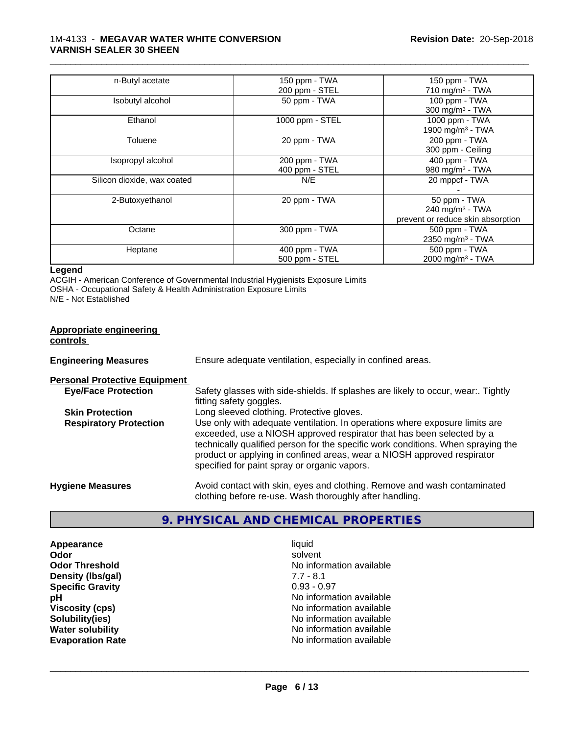| n-Butyl acetate | 150 ppm - TWA<br>200 ppm - STEL | 150 ppm - TWA<br>710 mg/m³ - TWA |
|---|---|---|
| Isobutyl alcohol | 50 ppm - TWA | 100 ppm - TWA<br>300 mg/m³ - TWA |
| Ethanol | 1000 ppm - STEL | 1000 ppm - TWA<br>1900 mg/m³ - TWA |
| Toluene | 20 ppm - TWA | 200 ppm - TWA<br>300 ppm - Ceiling |
| Isopropyl alcohol | 200 ppm - TWA<br>400 ppm - STEL | 400 ppm - TWA<br>980 mg/m³ - TWA |
| Silicon dioxide, wax coated | N/E | 20 mppcf - TWA<br>- |
| 2-Butoxyethanol | 20 ppm - TWA | 50 ppm - TWA<br>240 mg/m³ - TWA<br>prevent or reduce skin absorption |
| Octane | 300 ppm - TWA | 500 ppm - TWA<br>2350 mg/m³ - TWA |
| Heptane | 400 ppm - TWA<br>500 ppm - STEL | 500 ppm - TWA<br>2000 mg/m³ - TWA |

**Legend**

ACGIH - American Conference of Governmental Industrial Hygienists Exposure Limits
OSHA - Occupational Safety & Health Administration Exposure Limits
N/E - Not Established

**Appropriate engineering controls**

**Engineering Measures** Ensure adequate ventilation, especially in confined areas.

**Personal Protective Equipment**

**Eye/Face Protection** Safety glasses with side-shields. If splashes are likely to occur, wear:. Tightly fitting safety goggles.

**Skin Protection** Long sleeved clothing. Protective gloves.

**Respiratory Protection** Use only with adequate ventilation. In operations where exposure limits are exceeded, use a NIOSH approved respirator that has been selected by a technically qualified person for the specific work conditions. When spraying the product or applying in confined areas, wear a NIOSH approved respirator specified for paint spray or organic vapors.

**Hygiene Measures** Avoid contact with skin, eyes and clothing. Remove and wash contaminated clothing before re-use. Wash thoroughly after handling.

## 9. PHYSICAL AND CHEMICAL PROPERTIES

| | |
|---|---|
| **Appearance** | liquid |
| **Odor** | solvent |
| **Odor Threshold** | No information available |
| **Density (lbs/gal)** | 7.7 - 8.1 |
| **Specific Gravity** | 0.93 - 0.97 |
| **pH** | No information available |
| **Viscosity (cps)** | No information available |
| **Solubility(ies)** | No information available |
| **Water solubility** | No information available |
| **Evaporation Rate** | No information available |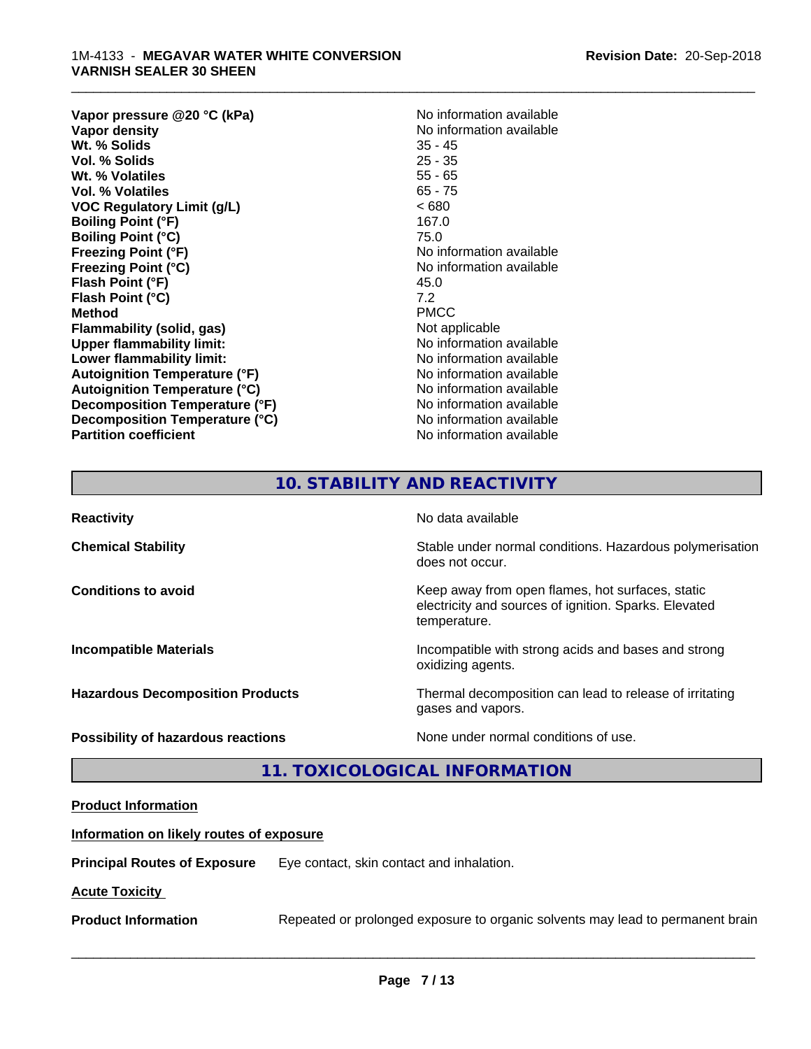| | |
|---|---|
| **Vapor pressure @20 °C (kPa)** | No information available |
| **Vapor density** | No information available |
| **Wt. % Solids** | 35 - 45 |
| **Vol. % Solids** | 25 - 35 |
| **Wt. % Volatiles** | 55 - 65 |
| **Vol. % Volatiles** | 65 - 75 |
| **VOC Regulatory Limit (g/L)** | < 680 |
| **Boiling Point (°F)** | 167.0 |
| **Boiling Point (°C)** | 75.0 |
| **Freezing Point (°F)** | No information available |
| **Freezing Point (°C)** | No information available |
| **Flash Point (°F)** | 45.0 |
| **Flash Point (°C)** | 7.2 |
| **Method** | PMCC |
| **Flammability (solid, gas)** | Not applicable |
| **Upper flammability limit:** | No information available |
| **Lower flammability limit:** | No information available |
| **Autoignition Temperature (°F)** | No information available |
| **Autoignition Temperature (°C)** | No information available |
| **Decomposition Temperature (°F)** | No information available |
| **Decomposition Temperature (°C)** | No information available |
| **Partition coefficient** | No information available |

## 10. STABILITY AND REACTIVITY

| | |
|---|---|
| **Reactivity** | No data available |
| **Chemical Stability** | Stable under normal conditions. Hazardous polymerisation does not occur. |
| **Conditions to avoid** | Keep away from open flames, hot surfaces, static electricity and sources of ignition. Sparks. Elevated temperature. |
| **Incompatible Materials** | Incompatible with strong acids and bases and strong oxidizing agents. |
| **Hazardous Decomposition Products** | Thermal decomposition can lead to release of irritating gases and vapors. |
| **Possibility of hazardous reactions** | None under normal conditions of use. |

## 11. TOXICOLOGICAL INFORMATION

**Product Information**

**Information on likely routes of exposure**

**Principal Routes of Exposure** Eye contact, skin contact and inhalation.

**Acute Toxicity**

**Product Information** Repeated or prolonged exposure to organic solvents may lead to permanent brain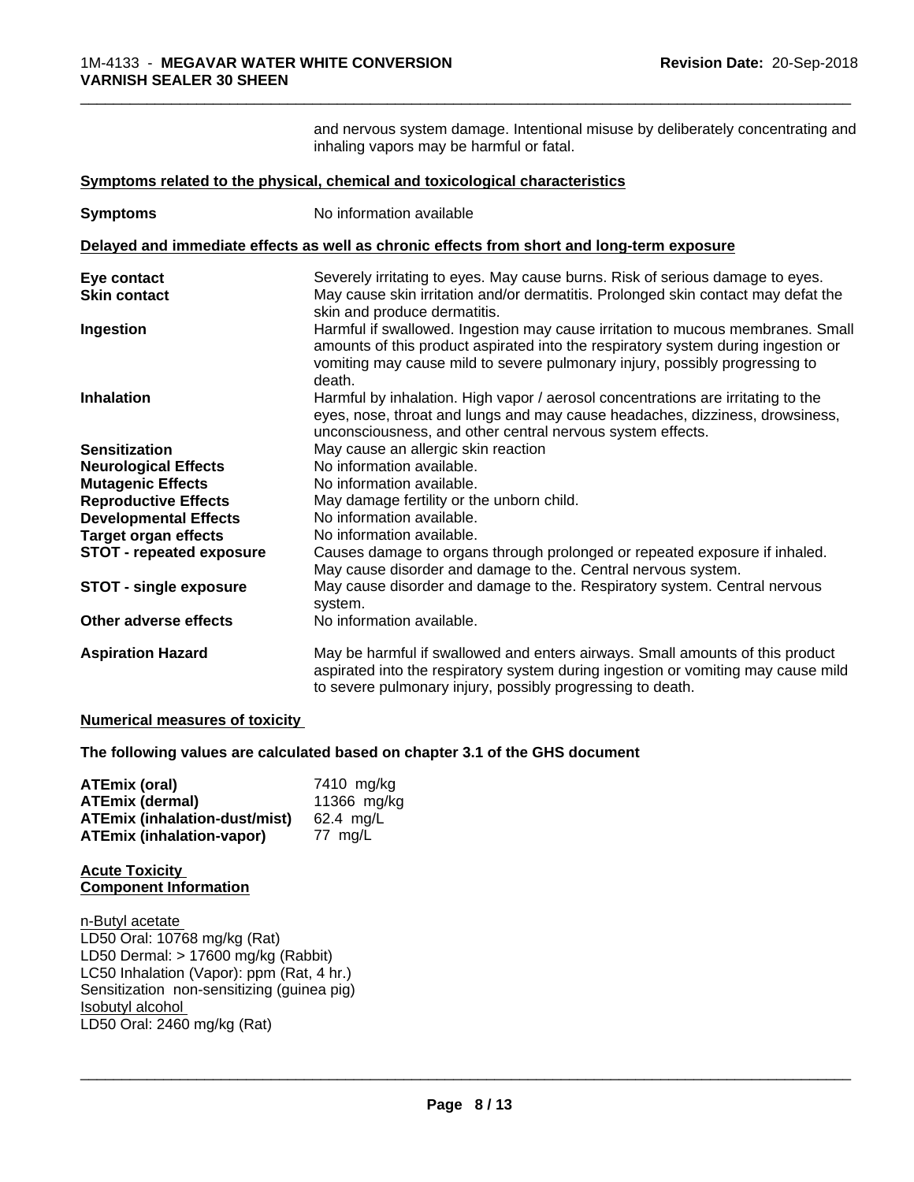and nervous system damage. Intentional misuse by deliberately concentrating and inhaling vapors may be harmful or fatal.

**Symptoms related to the physical, chemical and toxicological characteristics**

| | |
|---|---|
| **Symptoms** | No information available |

**Delayed and immediate effects as well as chronic effects from short and long-term exposure**

| | |
|---|---|
| **Eye contact** | Severely irritating to eyes. May cause burns. Risk of serious damage to eyes. |
| **Skin contact** | May cause skin irritation and/or dermatitis. Prolonged skin contact may defat the skin and produce dermatitis. |
| **Ingestion** | Harmful if swallowed. Ingestion may cause irritation to mucous membranes. Small amounts of this product aspirated into the respiratory system during ingestion or vomiting may cause mild to severe pulmonary injury, possibly progressing to death. |
| **Inhalation** | Harmful by inhalation. High vapor / aerosol concentrations are irritating to the eyes, nose, throat and lungs and may cause headaches, dizziness, drowsiness, unconsciousness, and other central nervous system effects. |
| **Sensitization** | May cause an allergic skin reaction |
| **Neurological Effects** | No information available. |
| **Mutagenic Effects** | No information available. |
| **Reproductive Effects** | May damage fertility or the unborn child. |
| **Developmental Effects** | No information available. |
| **Target organ effects** | No information available. |
| **STOT - repeated exposure** | Causes damage to organs through prolonged or repeated exposure if inhaled. May cause disorder and damage to the. Central nervous system. |
| **STOT - single exposure** | May cause disorder and damage to the. Respiratory system. Central nervous system. |
| **Other adverse effects** | No information available. |
| **Aspiration Hazard** | May be harmful if swallowed and enters airways. Small amounts of this product aspirated into the respiratory system during ingestion or vomiting may cause mild to severe pulmonary injury, possibly progressing to death. |

**Numerical measures of toxicity**

**The following values are calculated based on chapter 3.1 of the GHS document**

| | |
|---|---|
| **ATEmix (oral)** | 7410 mg/kg |
| **ATEmix (dermal)** | 11366 mg/kg |
| **ATEmix (inhalation-dust/mist)** | 62.4 mg/L |
| **ATEmix (inhalation-vapor)** | 77 mg/L |

**Acute Toxicity**
**Component Information**

n-Butyl acetate
LD50 Oral: 10768 mg/kg (Rat)
LD50 Dermal: > 17600 mg/kg (Rabbit)
LC50 Inhalation (Vapor): ppm (Rat, 4 hr.)
Sensitization non-sensitizing (guinea pig)
Isobutyl alcohol
LD50 Oral: 2460 mg/kg (Rat)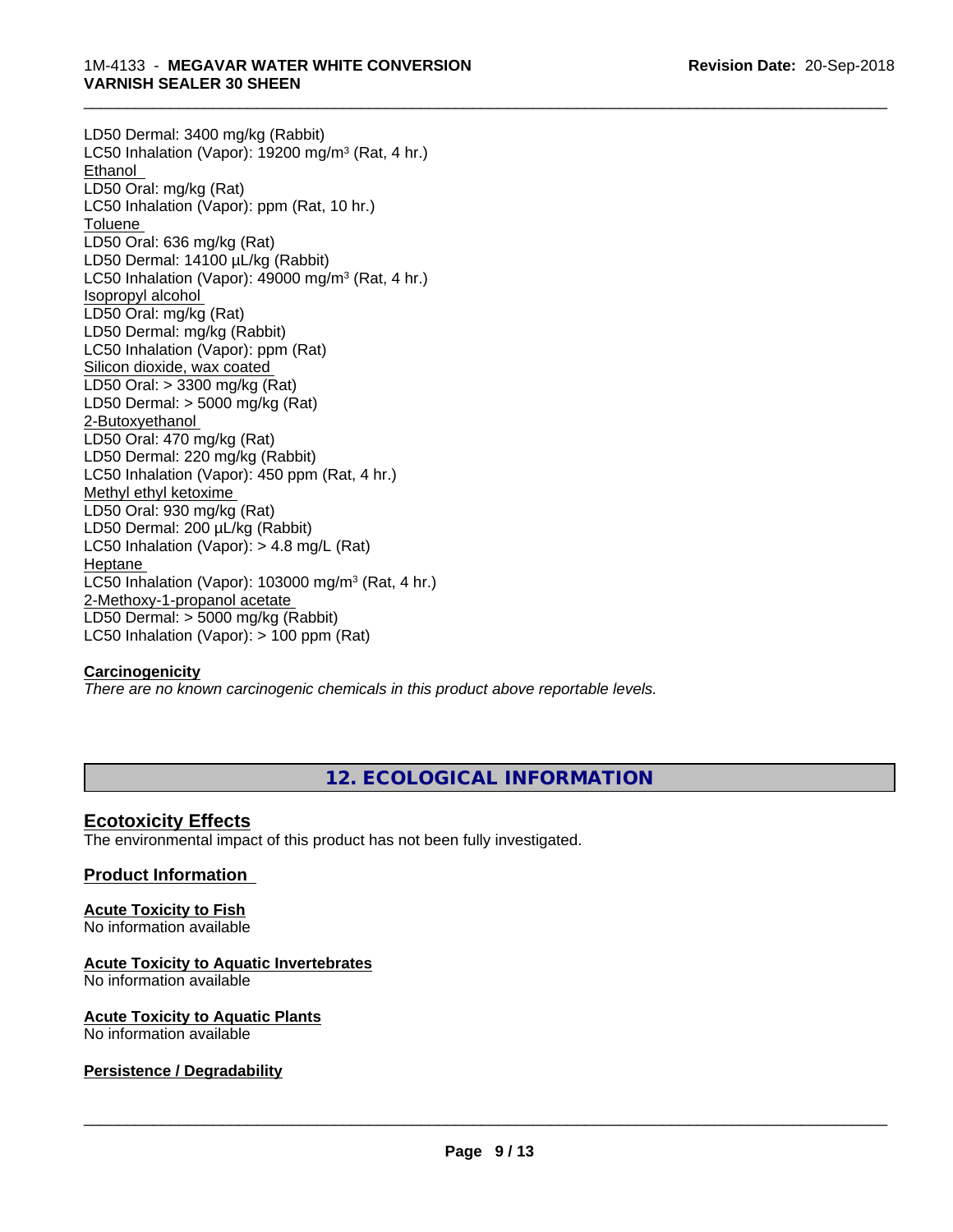LD50 Dermal: 3400 mg/kg (Rabbit)
LC50 Inhalation (Vapor): 19200 mg/m³ (Rat, 4 hr.)
Ethanol
LD50 Oral: mg/kg (Rat)
LC50 Inhalation (Vapor): ppm (Rat, 10 hr.)
Toluene
LD50 Oral: 636 mg/kg (Rat)
LD50 Dermal: 14100 µL/kg (Rabbit)
LC50 Inhalation (Vapor): 49000 mg/m³ (Rat, 4 hr.)
Isopropyl alcohol
LD50 Oral: mg/kg (Rat)
LD50 Dermal: mg/kg (Rabbit)
LC50 Inhalation (Vapor): ppm (Rat)
Silicon dioxide, wax coated
LD50 Oral: > 3300 mg/kg (Rat)
LD50 Dermal: > 5000 mg/kg (Rat)
2-Butoxyethanol
LD50 Oral: 470 mg/kg (Rat)
LD50 Dermal: 220 mg/kg (Rabbit)
LC50 Inhalation (Vapor): 450 ppm (Rat, 4 hr.)
Methyl ethyl ketoxime
LD50 Oral: 930 mg/kg (Rat)
LD50 Dermal: 200 µL/kg (Rabbit)
LC50 Inhalation (Vapor): > 4.8 mg/L (Rat)
Heptane
LC50 Inhalation (Vapor): 103000 mg/m³ (Rat, 4 hr.)
2-Methoxy-1-propanol acetate
LD50 Dermal: > 5000 mg/kg (Rabbit)
LC50 Inhalation (Vapor): > 100 ppm (Rat)

**Carcinogenicity**
*There are no known carcinogenic chemicals in this product above reportable levels.*

## 12. ECOLOGICAL INFORMATION

### Ecotoxicity Effects
The environmental impact of this product has not been fully investigated.

### Product Information

**Acute Toxicity to Fish**
No information available

**Acute Toxicity to Aquatic Invertebrates**
No information available

**Acute Toxicity to Aquatic Plants**
No information available

**Persistence / Degradability**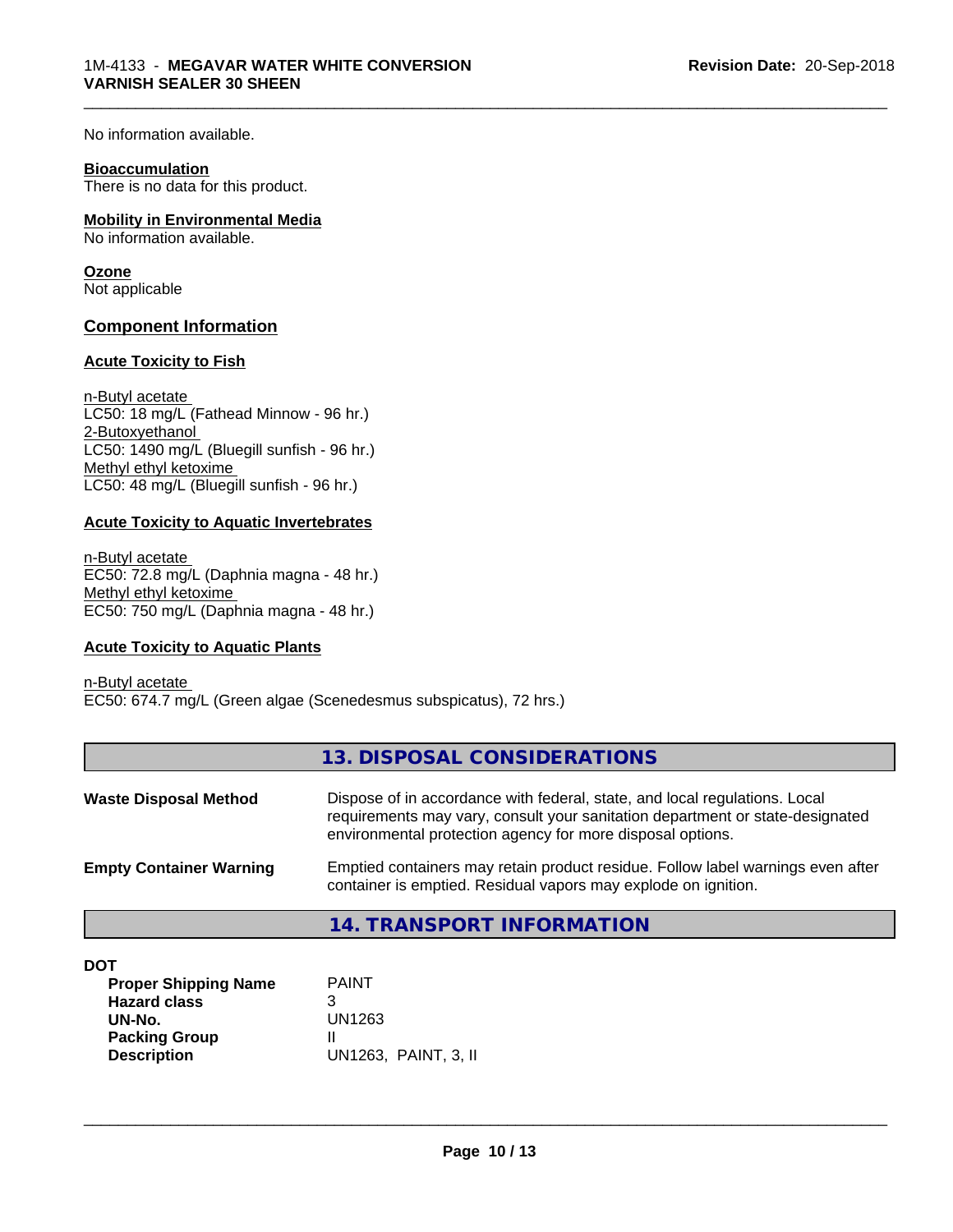No information available.

**Bioaccumulation**
There is no data for this product.

**Mobility in Environmental Media**
No information available.

**Ozone**
Not applicable

## Component Information

### Acute Toxicity to Fish

n-Butyl acetate
LC50: 18 mg/L (Fathead Minnow - 96 hr.)
2-Butoxyethanol
LC50: 1490 mg/L (Bluegill sunfish - 96 hr.)
Methyl ethyl ketoxime
LC50: 48 mg/L (Bluegill sunfish - 96 hr.)

### Acute Toxicity to Aquatic Invertebrates

n-Butyl acetate
EC50: 72.8 mg/L (Daphnia magna - 48 hr.)
Methyl ethyl ketoxime
EC50: 750 mg/L (Daphnia magna - 48 hr.)

### Acute Toxicity to Aquatic Plants

n-Butyl acetate
EC50: 674.7 mg/L (Green algae (Scenedesmus subspicatus), 72 hrs.)

## 13. DISPOSAL CONSIDERATIONS

**Waste Disposal Method** Dispose of in accordance with federal, state, and local regulations. Local requirements may vary, consult your sanitation department or state-designated environmental protection agency for more disposal options.

**Empty Container Warning** Emptied containers may retain product residue. Follow label warnings even after container is emptied. Residual vapors may explode on ignition.

## 14. TRANSPORT INFORMATION

**DOT**

| | |
|---|---|
| **Proper Shipping Name** | PAINT |
| **Hazard class** | 3 |
| **UN-No.** | UN1263 |
| **Packing Group** | II |
| **Description** | UN1263, PAINT, 3, II |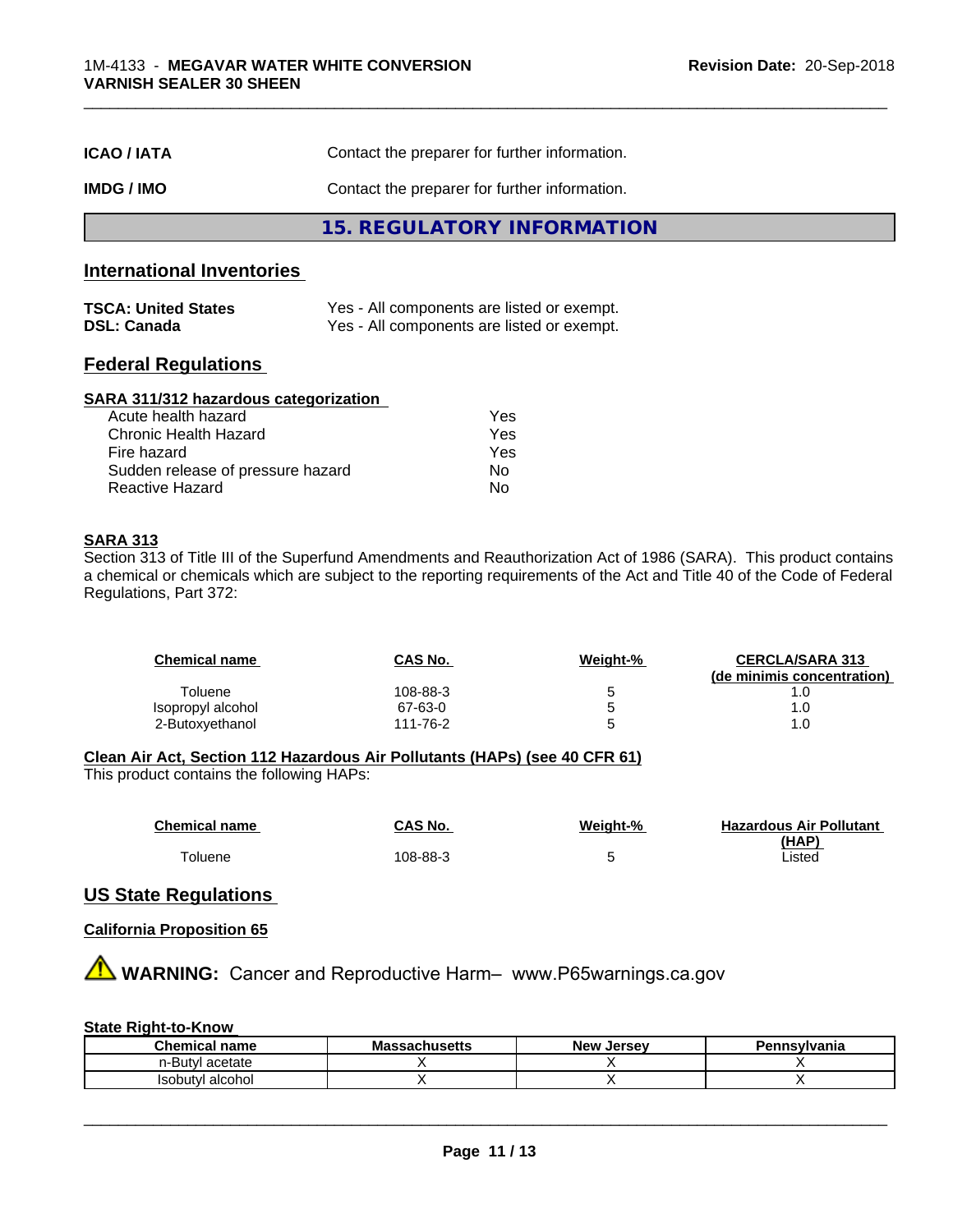| | |
|---|---|
| **ICAO / IATA** | Contact the preparer for further information. |
| **IMDG / IMO** | Contact the preparer for further information. |

## 15. REGULATORY INFORMATION

### International Inventories

| | |
|---|---|
| **TSCA: United States** | Yes - All components are listed or exempt. |
| **DSL: Canada** | Yes - All components are listed or exempt. |

### Federal Regulations

**SARA 311/312 hazardous categorization**

| | |
|---|---|
| Acute health hazard | Yes |
| Chronic Health Hazard | Yes |
| Fire hazard | Yes |
| Sudden release of pressure hazard | No |
| Reactive Hazard | No |

**SARA 313**

Section 313 of Title III of the Superfund Amendments and Reauthorization Act of 1986 (SARA). This product contains a chemical or chemicals which are subject to the reporting requirements of the Act and Title 40 of the Code of Federal Regulations, Part 372:

| Chemical name | CAS No. | Weight-% | CERCLA/SARA 313 (de minimis concentration) |
|---|---|---|---|
| Toluene | 108-88-3 | 5 | 1.0 |
| Isopropyl alcohol | 67-63-0 | 5 | 1.0 |
| 2-Butoxyethanol | 111-76-2 | 5 | 1.0 |

**Clean Air Act, Section 112 Hazardous Air Pollutants (HAPs) (see 40 CFR 61)**

This product contains the following HAPs:

| Chemical name | CAS No. | Weight-% | Hazardous Air Pollutant (HAP) |
|---|---|---|---|
| Toluene | 108-88-3 | 5 | Listed |

### US State Regulations

**California Proposition 65**

⚠ **WARNING:** Cancer and Reproductive Harm– www.P65warnings.ca.gov

**State Right-to-Know**

| Chemical name | Massachusetts | New Jersey | Pennsylvania |
|---|---|---|---|
| n-Butyl acetate | X | X | X |
| Isobutyl alcohol | X | X | X |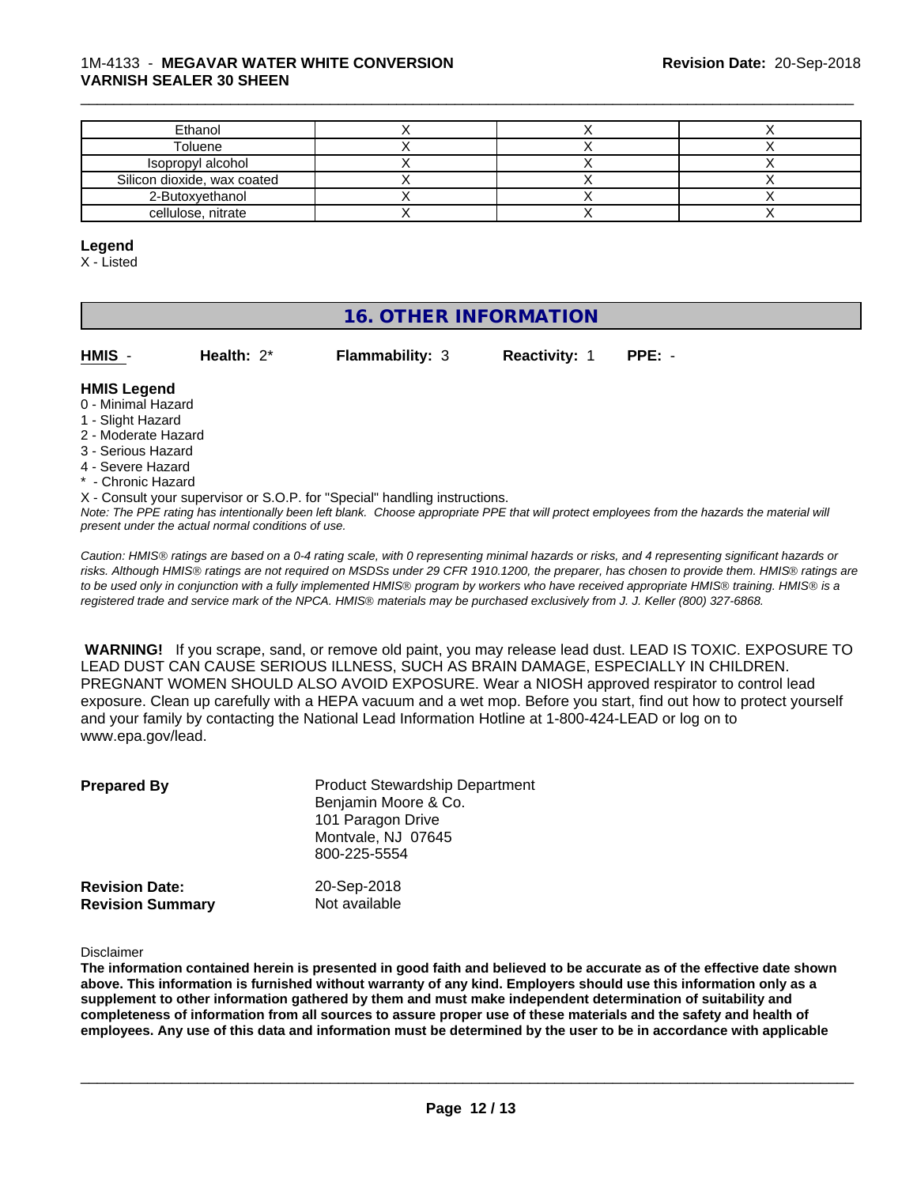| Ethanol | X | X | X |
| --- | --- | --- | --- |
| Toluene | X | X | X |
| Isopropyl alcohol | X | X | X |
| Silicon dioxide, wax coated | X | X | X |
| 2-Butoxyethanol | X | X | X |
| cellulose, nitrate | X | X | X |

**Legend**

X - Listed

## 16. OTHER INFORMATION

**HMIS** - **Health:** 2* **Flammability:** 3 **Reactivity:** 1 **PPE:** -

**HMIS Legend**

0 - Minimal Hazard
1 - Slight Hazard
2 - Moderate Hazard
3 - Serious Hazard
4 - Severe Hazard
* - Chronic Hazard
X - Consult your supervisor or S.O.P. for "Special" handling instructions.

*Note: The PPE rating has intentionally been left blank. Choose appropriate PPE that will protect employees from the hazards the material will present under the actual normal conditions of use.*

*Caution: HMIS® ratings are based on a 0-4 rating scale, with 0 representing minimal hazards or risks, and 4 representing significant hazards or risks. Although HMIS® ratings are not required on MSDSs under 29 CFR 1910.1200, the preparer, has chosen to provide them. HMIS® ratings are to be used only in conjunction with a fully implemented HMIS® program by workers who have received appropriate HMIS® training. HMIS® is a registered trade and service mark of the NPCA. HMIS® materials may be purchased exclusively from J. J. Keller (800) 327-6868.*

**WARNING!** If you scrape, sand, or remove old paint, you may release lead dust. LEAD IS TOXIC. EXPOSURE TO LEAD DUST CAN CAUSE SERIOUS ILLNESS, SUCH AS BRAIN DAMAGE, ESPECIALLY IN CHILDREN. PREGNANT WOMEN SHOULD ALSO AVOID EXPOSURE. Wear a NIOSH approved respirator to control lead exposure. Clean up carefully with a HEPA vacuum and a wet mop. Before you start, find out how to protect yourself and your family by contacting the National Lead Information Hotline at 1-800-424-LEAD or log on to www.epa.gov/lead.

**Prepared By** Product Stewardship Department
Benjamin Moore & Co.
101 Paragon Drive
Montvale, NJ 07645
800-225-5554

**Revision Date:** 20-Sep-2018
**Revision Summary** Not available

Disclaimer

**The information contained herein is presented in good faith and believed to be accurate as of the effective date shown above. This information is furnished without warranty of any kind. Employers should use this information only as a supplement to other information gathered by them and must make independent determination of suitability and completeness of information from all sources to assure proper use of these materials and the safety and health of employees. Any use of this data and information must be determined by the user to be in accordance with applicable**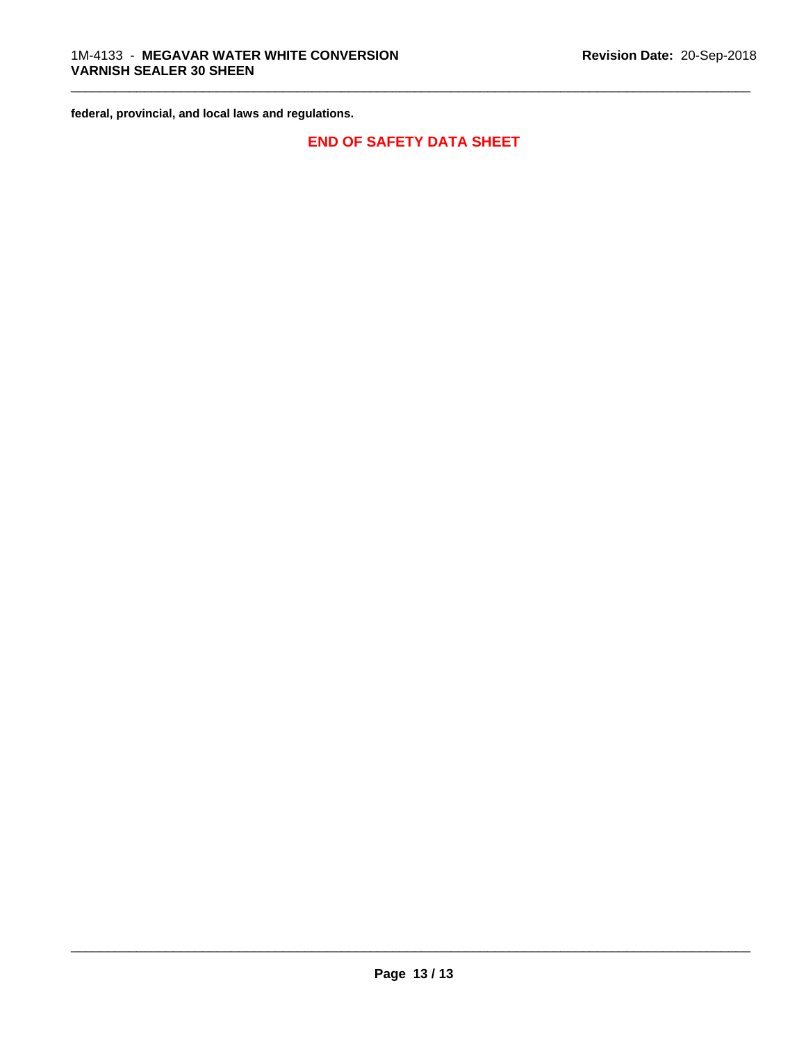**federal, provincial, and local laws and regulations.**

**END OF SAFETY DATA SHEET**